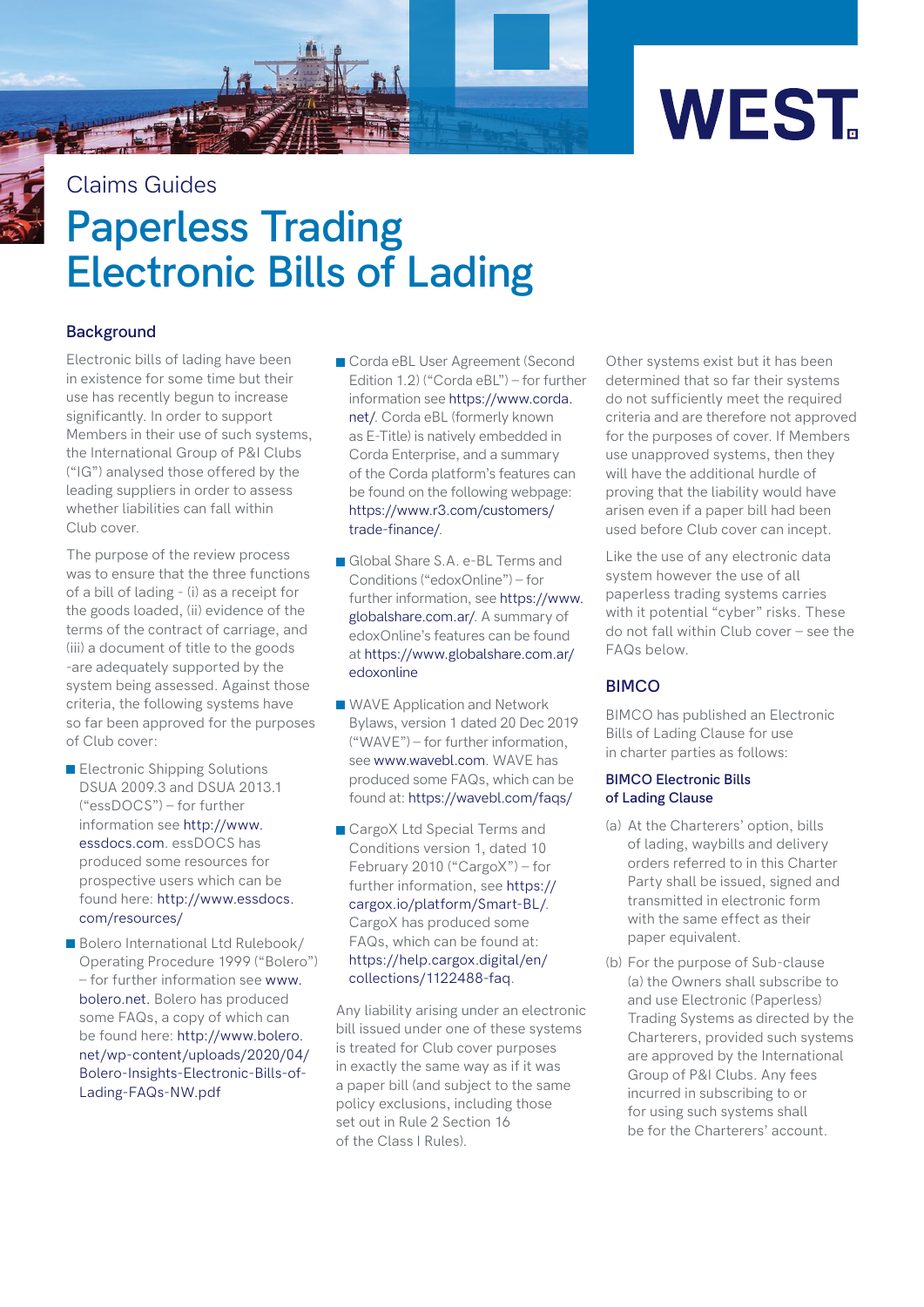WEST

Claims Guides

# Paperless Trading Electronic Bills of Lading

## Background

Electronic bills of lading have been in existence for some time but their use has recently begun to increase significantly. In order to support Members in their use of such systems, the International Group of P&I Clubs ("IG") analysed those offered by the leading suppliers in order to assess whether liabilities can fall within Club cover.

The purpose of the review process was to ensure that the three functions of a bill of lading - (i) as a receipt for the goods loaded, (ii) evidence of the terms of the contract of carriage, and (iii) a document of title to the goods -are adequately supported by the system being assessed. Against those criteria, the following systems have so far been approved for the purposes of Club cover:

- Electronic Shipping Solutions DSUA 2009.3 and DSUA 2013.1 ("essDOCS") – for further information see http://www.essdocs.com. essDOCS has produced some resources for prospective users which can be found here: http://www.essdocs.com/resources/
- Bolero International Ltd Rulebook/Operating Procedure 1999 ("Bolero") – for further information see www.bolero.net. Bolero has produced some FAQs, a copy of which can be found here: http://www.bolero.net/wp-content/uploads/2020/04/Bolero-Insights-Electronic-Bills-of-Lading-FAQs-NW.pdf
- Corda eBL User Agreement (Second Edition 1.2) ("Corda eBL") – for further information see https://www.corda.net/. Corda eBL (formerly known as E-Title) is natively embedded in Corda Enterprise, and a summary of the Corda platform's features can be found on the following webpage: https://www.r3.com/customers/trade-finance/.
- Global Share S.A. e-BL Terms and Conditions ("edoxOnline") – for further information, see https://www.globalshare.com.ar/. A summary of edoxOnline's features can be found at https://www.globalshare.com.ar/edoxonline
- WAVE Application and Network Bylaws, version 1 dated 20 Dec 2019 ("WAVE") – for further information, see www.wavebl.com. WAVE has produced some FAQs, which can be found at: https://wavebl.com/faqs/
- CargoX Ltd Special Terms and Conditions version 1, dated 10 February 2010 ("CargoX") – for further information, see https://cargox.io/platform/Smart-BL/. CargoX has produced some FAQs, which can be found at: https://help.cargox.digital/en/collections/1122488-faq.

Any liability arising under an electronic bill issued under one of these systems is treated for Club cover purposes in exactly the same way as if it was a paper bill (and subject to the same policy exclusions, including those set out in Rule 2 Section 16 of the Class I Rules).

Other systems exist but it has been determined that so far their systems do not sufficiently meet the required criteria and are therefore not approved for the purposes of cover. If Members use unapproved systems, then they will have the additional hurdle of proving that the liability would have arisen even if a paper bill had been used before Club cover can incept.

Like the use of any electronic data system however the use of all paperless trading systems carries with it potential "cyber" risks. These do not fall within Club cover – see the FAQs below.

## BIMCO

BIMCO has published an Electronic Bills of Lading Clause for use in charter parties as follows:

### BIMCO Electronic Bills of Lading Clause

(a) At the Charterers' option, bills of lading, waybills and delivery orders referred to in this Charter Party shall be issued, signed and transmitted in electronic form with the same effect as their paper equivalent.

(b) For the purpose of Sub-clause (a) the Owners shall subscribe to and use Electronic (Paperless) Trading Systems as directed by the Charterers, provided such systems are approved by the International Group of P&I Clubs. Any fees incurred in subscribing to or for using such systems shall be for the Charterers' account.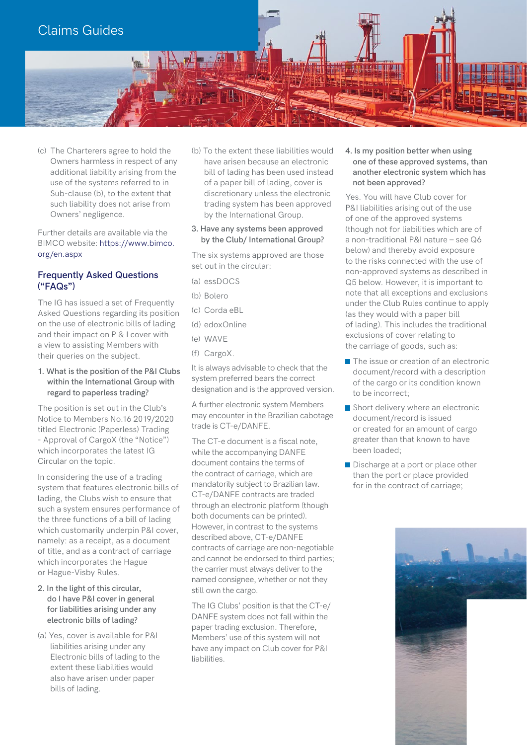(c) The Charterers agree to hold the Owners harmless in respect of any additional liability arising from the use of the systems referred to in Sub-clause (b), to the extent that such liability does not arise from Owners' negligence.

Further details are available via the BIMCO website: https://www.bimco.org/en.aspx

## Frequently Asked Questions ("FAQs")

The IG has issued a set of Frequently Asked Questions regarding its position on the use of electronic bills of lading and their impact on P & I cover with a view to assisting Members with their queries on the subject.

**1. What is the position of the P&I Clubs within the International Group with regard to paperless trading?**

The position is set out in the Club's Notice to Members No.16 2019/2020 titled Electronic (Paperless) Trading - Approval of CargoX (the "Notice") which incorporates the latest IG Circular on the topic.

In considering the use of a trading system that features electronic bills of lading, the Clubs wish to ensure that such a system ensures performance of the three functions of a bill of lading which customarily underpin P&I cover, namely: as a receipt, as a document of title, and as a contract of carriage which incorporates the Hague or Hague-Visby Rules.

**2. In the light of this circular, do I have P&I cover in general for liabilities arising under any electronic bills of lading?**

(a) Yes, cover is available for P&I liabilities arising under any Electronic bills of lading to the extent these liabilities would also have arisen under paper bills of lading.

(b) To the extent these liabilities would have arisen because an electronic bill of lading has been used instead of a paper bill of lading, cover is discretionary unless the electronic trading system has been approved by the International Group.

**3. Have any systems been approved by the Club/ International Group?**

The six systems approved are those set out in the circular:

(a) essDOCS

(b) Bolero

(c) Corda eBL

(d) edoxOnline

(e) WAVE

(f) CargoX.

It is always advisable to check that the system preferred bears the correct designation and is the approved version.

A further electronic system Members may encounter in the Brazilian cabotage trade is CT-e/DANFE.

The CT-e document is a fiscal note, while the accompanying DANFE document contains the terms of the contract of carriage, which are mandatorily subject to Brazilian law. CT-e/DANFE contracts are traded through an electronic platform (though both documents can be printed). However, in contrast to the systems described above, CT-e/DANFE contracts of carriage are non-negotiable and cannot be endorsed to third parties; the carrier must always deliver to the named consignee, whether or not they still own the cargo.

The IG Clubs' position is that the CT-e/ DANFE system does not fall within the paper trading exclusion. Therefore, Members' use of this system will not have any impact on Club cover for P&I liabilities.

**4. Is my position better when using one of these approved systems, than another electronic system which has not been approved?**

Yes. You will have Club cover for P&I liabilities arising out of the use of one of the approved systems (though not for liabilities which are of a non-traditional P&I nature – see Q6 below) and thereby avoid exposure to the risks connected with the use of non-approved systems as described in Q5 below. However, it is important to note that all exceptions and exclusions under the Club Rules continue to apply (as they would with a paper bill of lading). This includes the traditional exclusions of cover relating to the carriage of goods, such as:

- The issue or creation of an electronic document/record with a description of the cargo or its condition known to be incorrect;
- Short delivery where an electronic document/record is issued or created for an amount of cargo greater than that known to have been loaded;
- Discharge at a port or place other than the port or place provided for in the contract of carriage;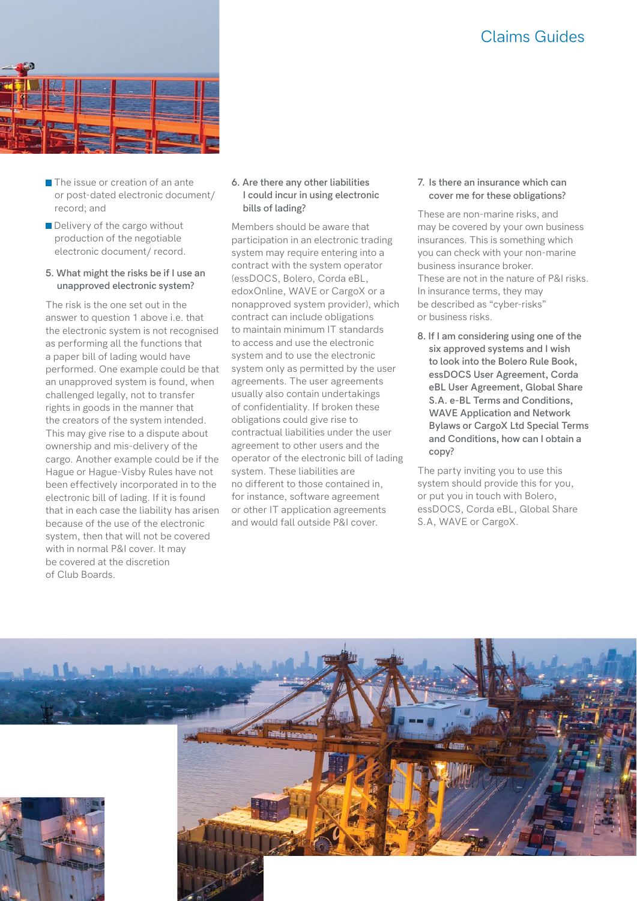- The issue or creation of an ante or post-dated electronic document/ record; and
- Delivery of the cargo without production of the negotiable electronic document/ record.

### 5. What might the risks be if I use an unapproved electronic system?

The risk is the one set out in the answer to question 1 above i.e. that the electronic system is not recognised as performing all the functions that a paper bill of lading would have performed. One example could be that an unapproved system is found, when challenged legally, not to transfer rights in goods in the manner that the creators of the system intended. This may give rise to a dispute about ownership and mis-delivery of the cargo. Another example could be if the Hague or Hague-Visby Rules have not been effectively incorporated in to the electronic bill of lading. If it is found that in each case the liability has arisen because of the use of the electronic system, then that will not be covered with in normal P&I cover. It may be covered at the discretion of Club Boards.

### 6. Are there any other liabilities I could incur in using electronic bills of lading?

Members should be aware that participation in an electronic trading system may require entering into a contract with the system operator (essDOCS, Bolero, Corda eBL, edoxOnline, WAVE or CargoX or a nonapproved system provider), which contract can include obligations to maintain minimum IT standards to access and use the electronic system and to use the electronic system only as permitted by the user agreements. The user agreements usually also contain undertakings of confidentiality. If broken these obligations could give rise to contractual liabilities under the user agreement to other users and the operator of the electronic bill of lading system. These liabilities are no different to those contained in, for instance, software agreement or other IT application agreements and would fall outside P&I cover.

### 7. Is there an insurance which can cover me for these obligations?

These are non-marine risks, and may be covered by your own business insurances. This is something which you can check with your non-marine business insurance broker. These are not in the nature of P&I risks. In insurance terms, they may be described as "cyber-risks" or business risks.

### 8. If I am considering using one of the six approved systems and I wish to look into the Bolero Rule Book, essDOCS User Agreement, Corda eBL User Agreement, Global Share S.A. e-BL Terms and Conditions, WAVE Application and Network Bylaws or CargoX Ltd Special Terms and Conditions, how can I obtain a copy?

The party inviting you to use this system should provide this for you, or put you in touch with Bolero, essDOCS, Corda eBL, Global Share S.A, WAVE or CargoX.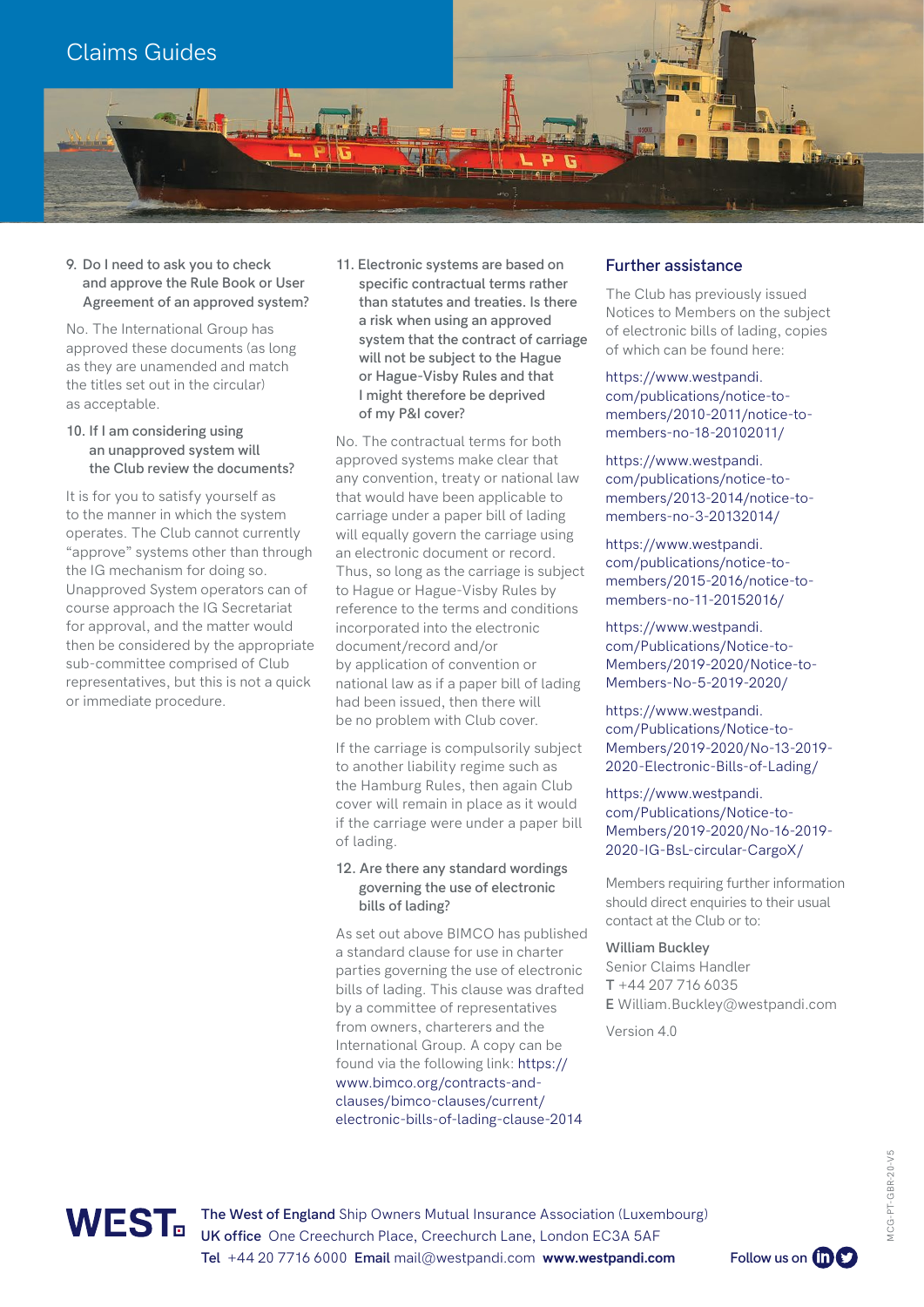Claims Guides

9. Do I need to ask you to check and approve the Rule Book or User Agreement of an approved system?

No. The International Group has approved these documents (as long as they are unamended and match the titles set out in the circular) as acceptable.

10. If I am considering using an unapproved system will the Club review the documents?

It is for you to satisfy yourself as to the manner in which the system operates. The Club cannot currently "approve" systems other than through the IG mechanism for doing so. Unapproved System operators can of course approach the IG Secretariat for approval, and the matter would then be considered by the appropriate sub-committee comprised of Club representatives, but this is not a quick or immediate procedure.

11. Electronic systems are based on specific contractual terms rather than statutes and treaties. Is there a risk when using an approved system that the contract of carriage will not be subject to the Hague or Hague-Visby Rules and that I might therefore be deprived of my P&I cover?

No. The contractual terms for both approved systems make clear that any convention, treaty or national law that would have been applicable to carriage under a paper bill of lading will equally govern the carriage using an electronic document or record. Thus, so long as the carriage is subject to Hague or Hague-Visby Rules by reference to the terms and conditions incorporated into the electronic document/record and/or by application of convention or national law as if a paper bill of lading had been issued, then there will be no problem with Club cover.

If the carriage is compulsorily subject to another liability regime such as the Hamburg Rules, then again Club cover will remain in place as it would if the carriage were under a paper bill of lading.

12. Are there any standard wordings governing the use of electronic bills of lading?

As set out above BIMCO has published a standard clause for use in charter parties governing the use of electronic bills of lading. This clause was drafted by a committee of representatives from owners, charterers and the International Group. A copy can be found via the following link: https://www.bimco.org/contracts-and-clauses/bimco-clauses/current/electronic-bills-of-lading-clause-2014

## Further assistance

The Club has previously issued Notices to Members on the subject of electronic bills of lading, copies of which can be found here:

https://www.westpandi.com/publications/notice-to-members/2010-2011/notice-to-members-no-18-20102011/

https://www.westpandi.com/publications/notice-to-members/2013-2014/notice-to-members-no-3-20132014/

https://www.westpandi.com/publications/notice-to-members/2015-2016/notice-to-members-no-11-20152016/

https://www.westpandi.com/Publications/Notice-to-Members/2019-2020/Notice-to-Members-No-5-2019-2020/

https://www.westpandi.com/Publications/Notice-to-Members/2019-2020/No-13-2019-2020-Electronic-Bills-of-Lading/

https://www.westpandi.com/Publications/Notice-to-Members/2019-2020/No-16-2019-2020-IG-BsL-circular-CargoX/

Members requiring further information should direct enquiries to their usual contact at the Club or to:

**William Buckley**
Senior Claims Handler
**T** +44 207 716 6035
**E** William.Buckley@westpandi.com

Version 4.0

**The West of England** Ship Owners Mutual Insurance Association (Luxembourg)
**UK office** One Creechurch Place, Creechurch Lane, London EC3A 5AF
**Tel** +44 20 7716 6000 **Email** mail@westpandi.com **www.westpandi.com**

Follow us on

MCG-PT-GBR-20-V5